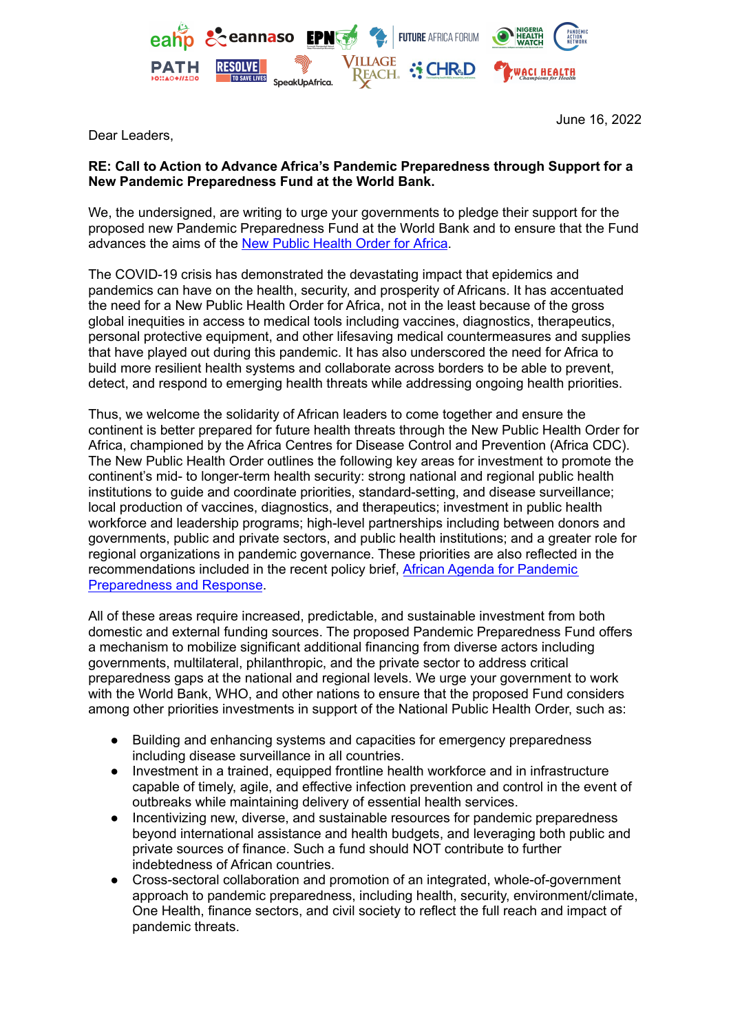June 16, 2022

Dear Leaders,

**RE: Call to Action to Advance Africa's Pandemic Preparedness through Support for a New Pandemic Preparedness Fund at the World Bank.**

We, the undersigned, are writing to urge your governments to pledge their support for the proposed new Pandemic Preparedness Fund at the World Bank and to ensure that the Fund advances the aims of the New Public Health Order for Africa.

The COVID-19 crisis has demonstrated the devastating impact that epidemics and pandemics can have on the health, security, and prosperity of Africans. It has accentuated the need for a New Public Health Order for Africa, not in the least because of the gross global inequities in access to medical tools including vaccines, diagnostics, therapeutics, personal protective equipment, and other lifesaving medical countermeasures and supplies that have played out during this pandemic. It has also underscored the need for Africa to build more resilient health systems and collaborate across borders to be able to prevent, detect, and respond to emerging health threats while addressing ongoing health priorities.

Thus, we welcome the solidarity of African leaders to come together and ensure the continent is better prepared for future health threats through the New Public Health Order for Africa, championed by the Africa Centres for Disease Control and Prevention (Africa CDC). The New Public Health Order outlines the following key areas for investment to promote the continent's mid- to longer-term health security: strong national and regional public health institutions to guide and coordinate priorities, standard-setting, and disease surveillance; local production of vaccines, diagnostics, and therapeutics; investment in public health workforce and leadership programs; high-level partnerships including between donors and governments, public and private sectors, and public health institutions; and a greater role for regional organizations in pandemic governance. These priorities are also reflected in the recommendations included in the recent policy brief, African Agenda for Pandemic Preparedness and Response.

All of these areas require increased, predictable, and sustainable investment from both domestic and external funding sources. The proposed Pandemic Preparedness Fund offers a mechanism to mobilize significant additional financing from diverse actors including governments, multilateral, philanthropic, and the private sector to address critical preparedness gaps at the national and regional levels. We urge your government to work with the World Bank, WHO, and other nations to ensure that the proposed Fund considers among other priorities investments in support of the National Public Health Order, such as:

- Building and enhancing systems and capacities for emergency preparedness including disease surveillance in all countries.
- Investment in a trained, equipped frontline health workforce and in infrastructure capable of timely, agile, and effective infection prevention and control in the event of outbreaks while maintaining delivery of essential health services.
- Incentivizing new, diverse, and sustainable resources for pandemic preparedness beyond international assistance and health budgets, and leveraging both public and private sources of finance. Such a fund should NOT contribute to further indebtedness of African countries.
- Cross-sectoral collaboration and promotion of an integrated, whole-of-government approach to pandemic preparedness, including health, security, environment/climate, One Health, finance sectors, and civil society to reflect the full reach and impact of pandemic threats.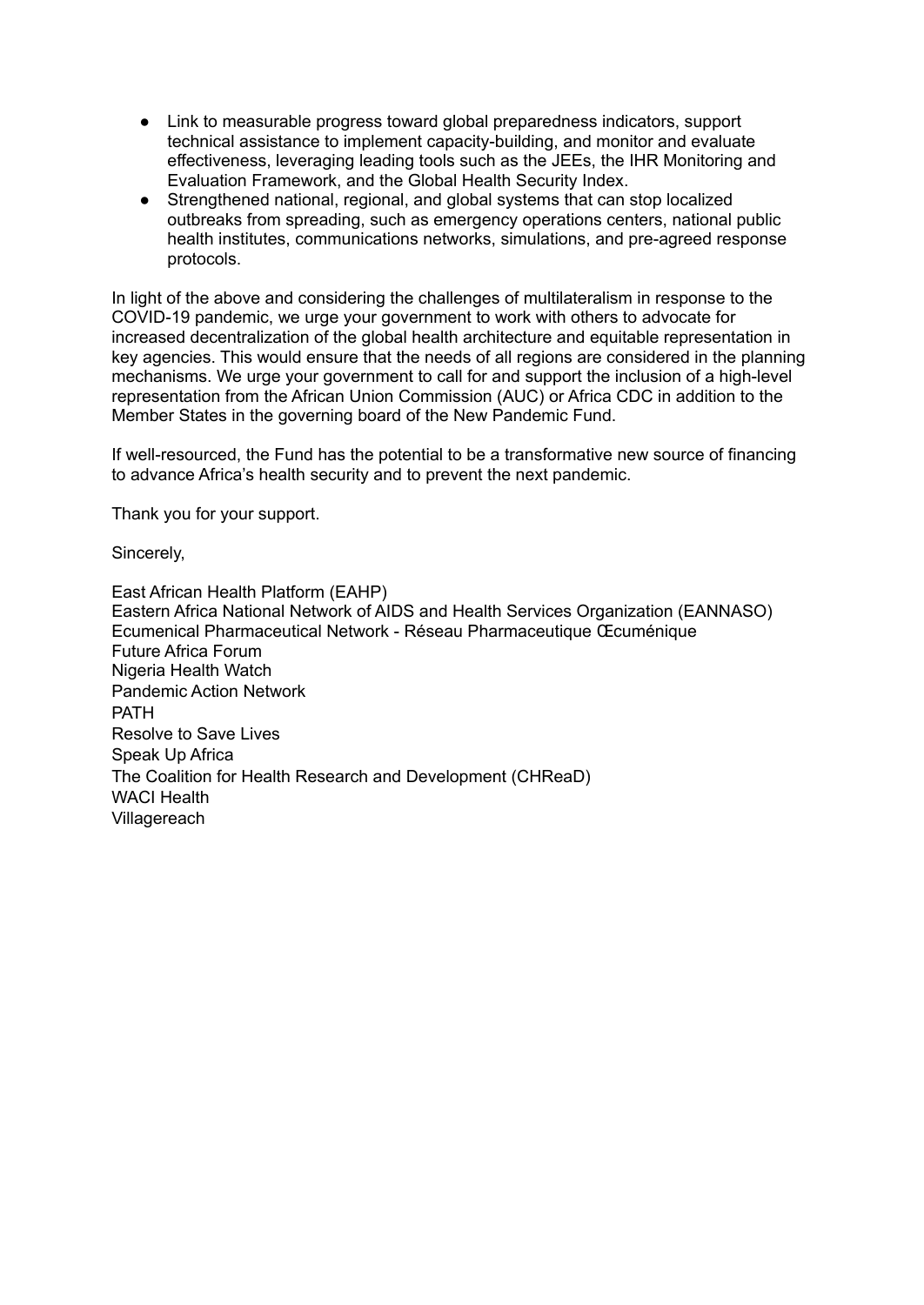- Link to measurable progress toward global preparedness indicators, support technical assistance to implement capacity-building, and monitor and evaluate effectiveness, leveraging leading tools such as the JEEs, the IHR Monitoring and Evaluation Framework, and the Global Health Security Index.
- Strengthened national, regional, and global systems that can stop localized outbreaks from spreading, such as emergency operations centers, national public health institutes, communications networks, simulations, and pre-agreed response protocols.

In light of the above and considering the challenges of multilateralism in response to the COVID-19 pandemic, we urge your government to work with others to advocate for increased decentralization of the global health architecture and equitable representation in key agencies. This would ensure that the needs of all regions are considered in the planning mechanisms. We urge your government to call for and support the inclusion of a high-level representation from the African Union Commission (AUC) or Africa CDC in addition to the Member States in the governing board of the New Pandemic Fund.

If well-resourced, the Fund has the potential to be a transformative new source of financing to advance Africa's health security and to prevent the next pandemic.

Thank you for your support.

Sincerely,

East African Health Platform (EAHP)
Eastern Africa National Network of AIDS and Health Services Organization (EANNASO)
Ecumenical Pharmaceutical Network - Réseau Pharmaceutique Œcuménique
Future Africa Forum
Nigeria Health Watch
Pandemic Action Network
PATH
Resolve to Save Lives
Speak Up Africa
The Coalition for Health Research and Development (CHReaD)
WACI Health
Villagereach